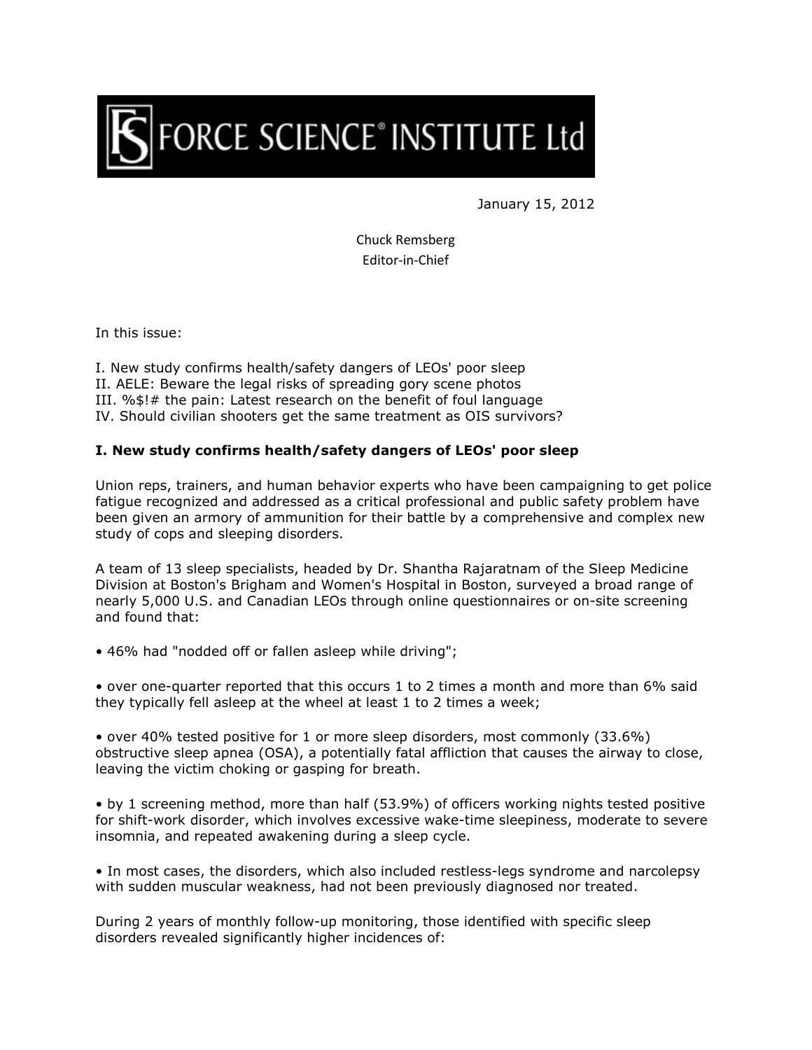# FORCE SCIENCE® INSTITUTE Ltd

January 15, 2012

Chuck Remsberg
Editor-in-Chief

In this issue:

I. New study confirms health/safety dangers of LEOs' poor sleep
II. AELE: Beware the legal risks of spreading gory scene photos
III. %$!# the pain: Latest research on the benefit of foul language
IV. Should civilian shooters get the same treatment as OIS survivors?

## I. New study confirms health/safety dangers of LEOs' poor sleep

Union reps, trainers, and human behavior experts who have been campaigning to get police fatigue recognized and addressed as a critical professional and public safety problem have been given an armory of ammunition for their battle by a comprehensive and complex new study of cops and sleeping disorders.

A team of 13 sleep specialists, headed by Dr. Shantha Rajaratnam of the Sleep Medicine Division at Boston's Brigham and Women's Hospital in Boston, surveyed a broad range of nearly 5,000 U.S. and Canadian LEOs through online questionnaires or on-site screening and found that:

- 46% had "nodded off or fallen asleep while driving";

- over one-quarter reported that this occurs 1 to 2 times a month and more than 6% said they typically fell asleep at the wheel at least 1 to 2 times a week;

- over 40% tested positive for 1 or more sleep disorders, most commonly (33.6%) obstructive sleep apnea (OSA), a potentially fatal affliction that causes the airway to close, leaving the victim choking or gasping for breath.

- by 1 screening method, more than half (53.9%) of officers working nights tested positive for shift-work disorder, which involves excessive wake-time sleepiness, moderate to severe insomnia, and repeated awakening during a sleep cycle.

- In most cases, the disorders, which also included restless-legs syndrome and narcolepsy with sudden muscular weakness, had not been previously diagnosed nor treated.

During 2 years of monthly follow-up monitoring, those identified with specific sleep disorders revealed significantly higher incidences of: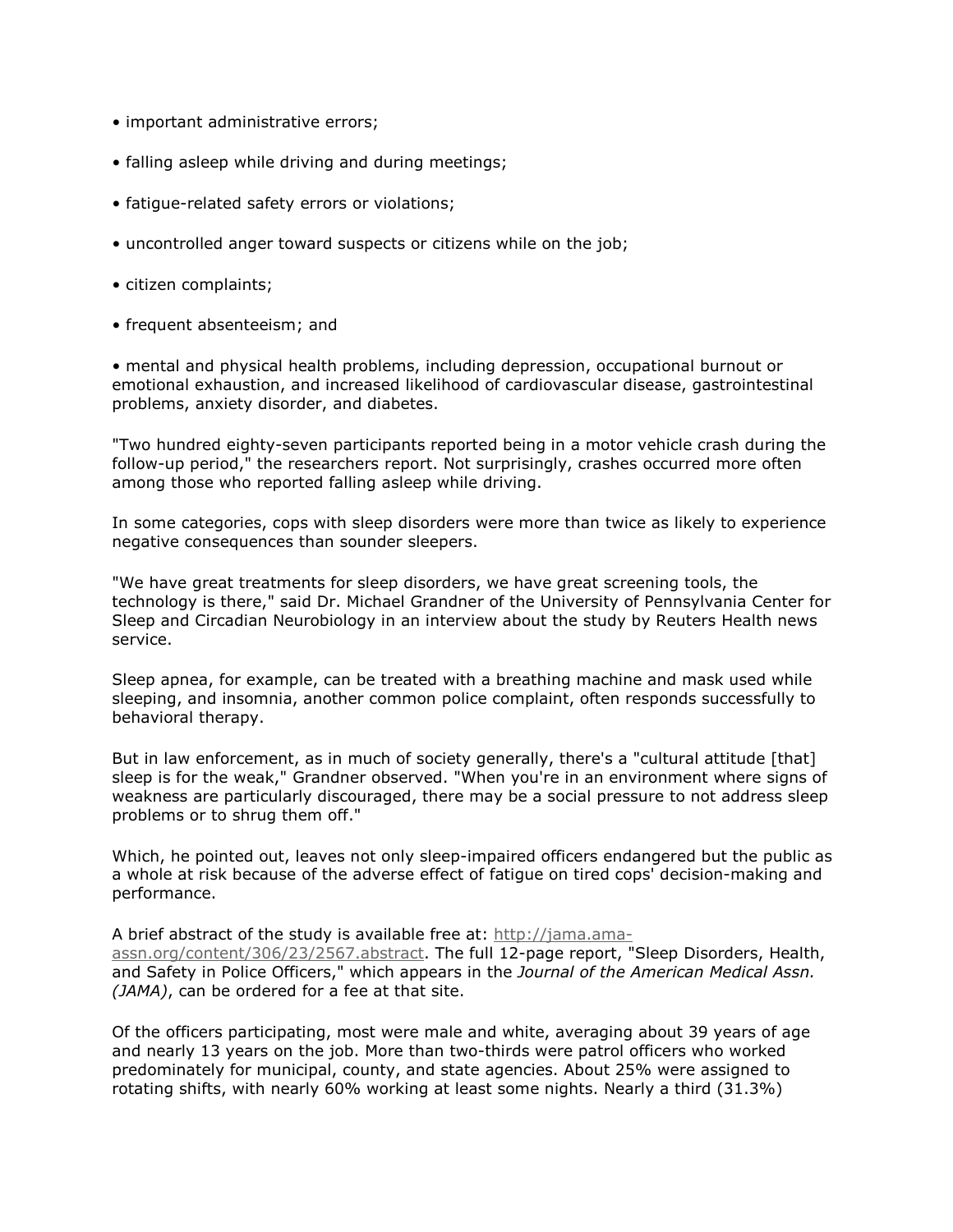- important administrative errors;
- falling asleep while driving and during meetings;
- fatigue-related safety errors or violations;
- uncontrolled anger toward suspects or citizens while on the job;
- citizen complaints;
- frequent absenteeism; and
- mental and physical health problems, including depression, occupational burnout or emotional exhaustion, and increased likelihood of cardiovascular disease, gastrointestinal problems, anxiety disorder, and diabetes.

"Two hundred eighty-seven participants reported being in a motor vehicle crash during the follow-up period," the researchers report. Not surprisingly, crashes occurred more often among those who reported falling asleep while driving.

In some categories, cops with sleep disorders were more than twice as likely to experience negative consequences than sounder sleepers.

"We have great treatments for sleep disorders, we have great screening tools, the technology is there," said Dr. Michael Grandner of the University of Pennsylvania Center for Sleep and Circadian Neurobiology in an interview about the study by Reuters Health news service.

Sleep apnea, for example, can be treated with a breathing machine and mask used while sleeping, and insomnia, another common police complaint, often responds successfully to behavioral therapy.

But in law enforcement, as in much of society generally, there's a "cultural attitude [that] sleep is for the weak," Grandner observed. "When you're in an environment where signs of weakness are particularly discouraged, there may be a social pressure to not address sleep problems or to shrug them off."

Which, he pointed out, leaves not only sleep-impaired officers endangered but the public as a whole at risk because of the adverse effect of fatigue on tired cops' decision-making and performance.

A brief abstract of the study is available free at: [http://jama.ama-assn.org/content/306/23/2567.abstract](http://jama.ama-assn.org/content/306/23/2567.abstract). The full 12-page report, "Sleep Disorders, Health, and Safety in Police Officers," which appears in the *Journal of the American Medical Assn. (JAMA)*, can be ordered for a fee at that site.

Of the officers participating, most were male and white, averaging about 39 years of age and nearly 13 years on the job. More than two-thirds were patrol officers who worked predominately for municipal, county, and state agencies. About 25% were assigned to rotating shifts, with nearly 60% working at least some nights. Nearly a third (31.3%)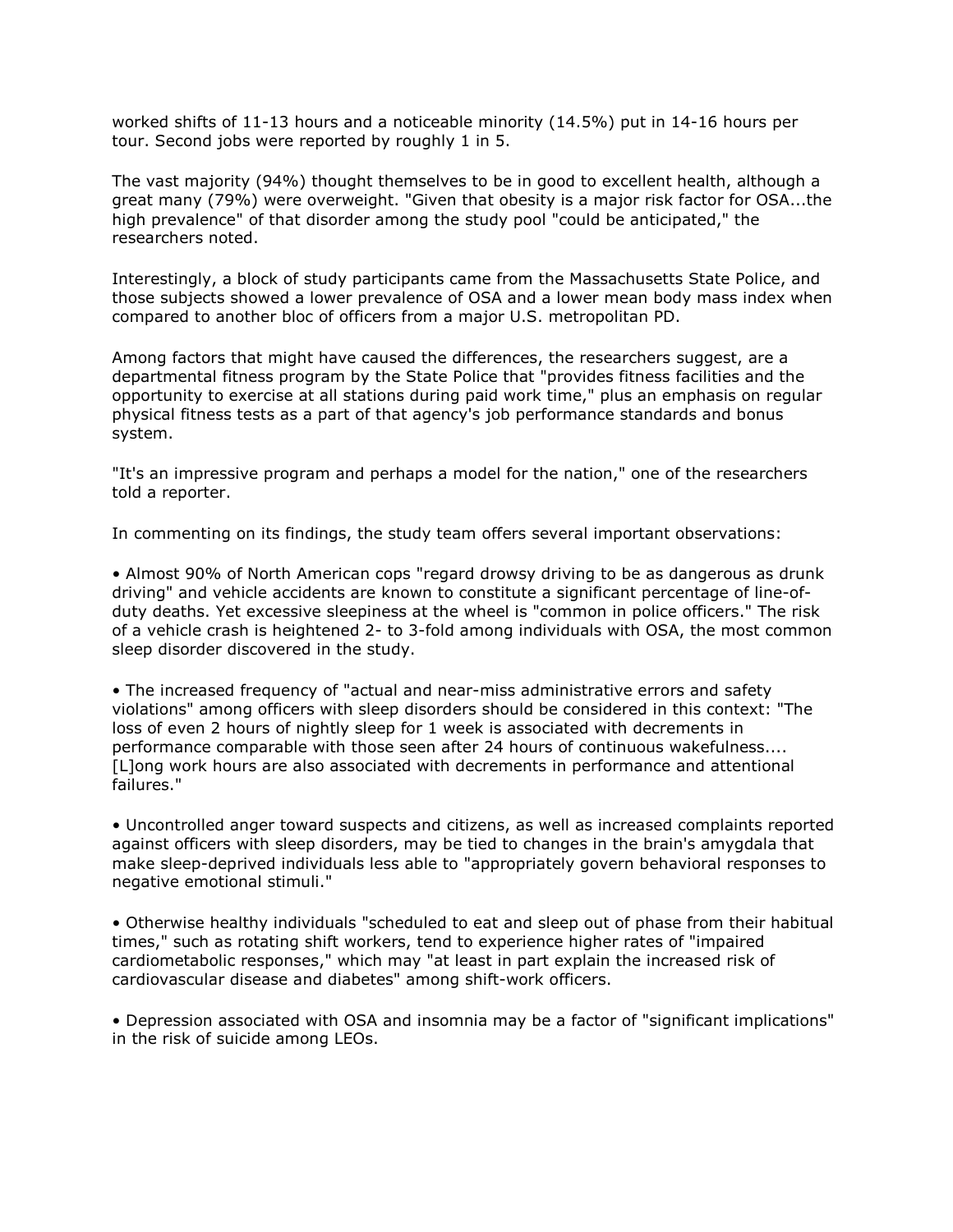worked shifts of 11-13 hours and a noticeable minority (14.5%) put in 14-16 hours per tour. Second jobs were reported by roughly 1 in 5.

The vast majority (94%) thought themselves to be in good to excellent health, although a great many (79%) were overweight. "Given that obesity is a major risk factor for OSA...the high prevalence" of that disorder among the study pool "could be anticipated," the researchers noted.

Interestingly, a block of study participants came from the Massachusetts State Police, and those subjects showed a lower prevalence of OSA and a lower mean body mass index when compared to another bloc of officers from a major U.S. metropolitan PD.

Among factors that might have caused the differences, the researchers suggest, are a departmental fitness program by the State Police that "provides fitness facilities and the opportunity to exercise at all stations during paid work time," plus an emphasis on regular physical fitness tests as a part of that agency's job performance standards and bonus system.

"It's an impressive program and perhaps a model for the nation," one of the researchers told a reporter.

In commenting on its findings, the study team offers several important observations:

• Almost 90% of North American cops "regard drowsy driving to be as dangerous as drunk driving" and vehicle accidents are known to constitute a significant percentage of line-of-duty deaths. Yet excessive sleepiness at the wheel is "common in police officers." The risk of a vehicle crash is heightened 2- to 3-fold among individuals with OSA, the most common sleep disorder discovered in the study.

• The increased frequency of "actual and near-miss administrative errors and safety violations" among officers with sleep disorders should be considered in this context: "The loss of even 2 hours of nightly sleep for 1 week is associated with decrements in performance comparable with those seen after 24 hours of continuous wakefulness.... [L]ong work hours are also associated with decrements in performance and attentional failures."

• Uncontrolled anger toward suspects and citizens, as well as increased complaints reported against officers with sleep disorders, may be tied to changes in the brain's amygdala that make sleep-deprived individuals less able to "appropriately govern behavioral responses to negative emotional stimuli."

• Otherwise healthy individuals "scheduled to eat and sleep out of phase from their habitual times," such as rotating shift workers, tend to experience higher rates of "impaired cardiometabolic responses," which may "at least in part explain the increased risk of cardiovascular disease and diabetes" among shift-work officers.

• Depression associated with OSA and insomnia may be a factor of "significant implications" in the risk of suicide among LEOs.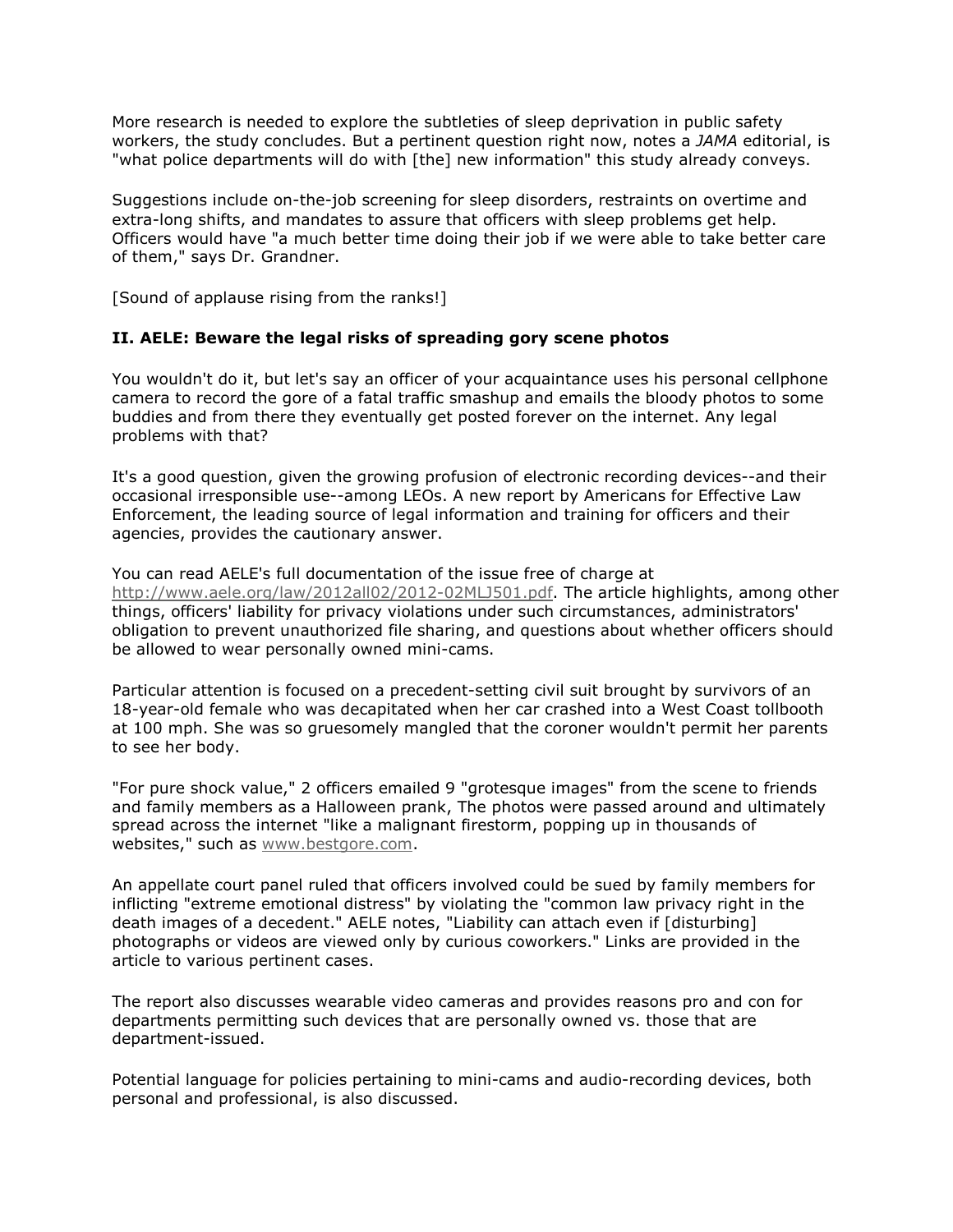More research is needed to explore the subtleties of sleep deprivation in public safety workers, the study concludes. But a pertinent question right now, notes a *JAMA* editorial, is "what police departments will do with [the] new information" this study already conveys.

Suggestions include on-the-job screening for sleep disorders, restraints on overtime and extra-long shifts, and mandates to assure that officers with sleep problems get help. Officers would have "a much better time doing their job if we were able to take better care of them," says Dr. Grandner.

[Sound of applause rising from the ranks!]

### II. AELE: Beware the legal risks of spreading gory scene photos

You wouldn't do it, but let's say an officer of your acquaintance uses his personal cellphone camera to record the gore of a fatal traffic smashup and emails the bloody photos to some buddies and from there they eventually get posted forever on the internet. Any legal problems with that?

It's a good question, given the growing profusion of electronic recording devices--and their occasional irresponsible use--among LEOs. A new report by Americans for Effective Law Enforcement, the leading source of legal information and training for officers and their agencies, provides the cautionary answer.

You can read AELE's full documentation of the issue free of charge at http://www.aele.org/law/2012all02/2012-02MLJ501.pdf. The article highlights, among other things, officers' liability for privacy violations under such circumstances, administrators' obligation to prevent unauthorized file sharing, and questions about whether officers should be allowed to wear personally owned mini-cams.

Particular attention is focused on a precedent-setting civil suit brought by survivors of an 18-year-old female who was decapitated when her car crashed into a West Coast tollbooth at 100 mph. She was so gruesomely mangled that the coroner wouldn't permit her parents to see her body.

"For pure shock value," 2 officers emailed 9 "grotesque images" from the scene to friends and family members as a Halloween prank, The photos were passed around and ultimately spread across the internet "like a malignant firestorm, popping up in thousands of websites," such as www.bestgore.com.

An appellate court panel ruled that officers involved could be sued by family members for inflicting "extreme emotional distress" by violating the "common law privacy right in the death images of a decedent." AELE notes, "Liability can attach even if [disturbing] photographs or videos are viewed only by curious coworkers." Links are provided in the article to various pertinent cases.

The report also discusses wearable video cameras and provides reasons pro and con for departments permitting such devices that are personally owned vs. those that are department-issued.

Potential language for policies pertaining to mini-cams and audio-recording devices, both personal and professional, is also discussed.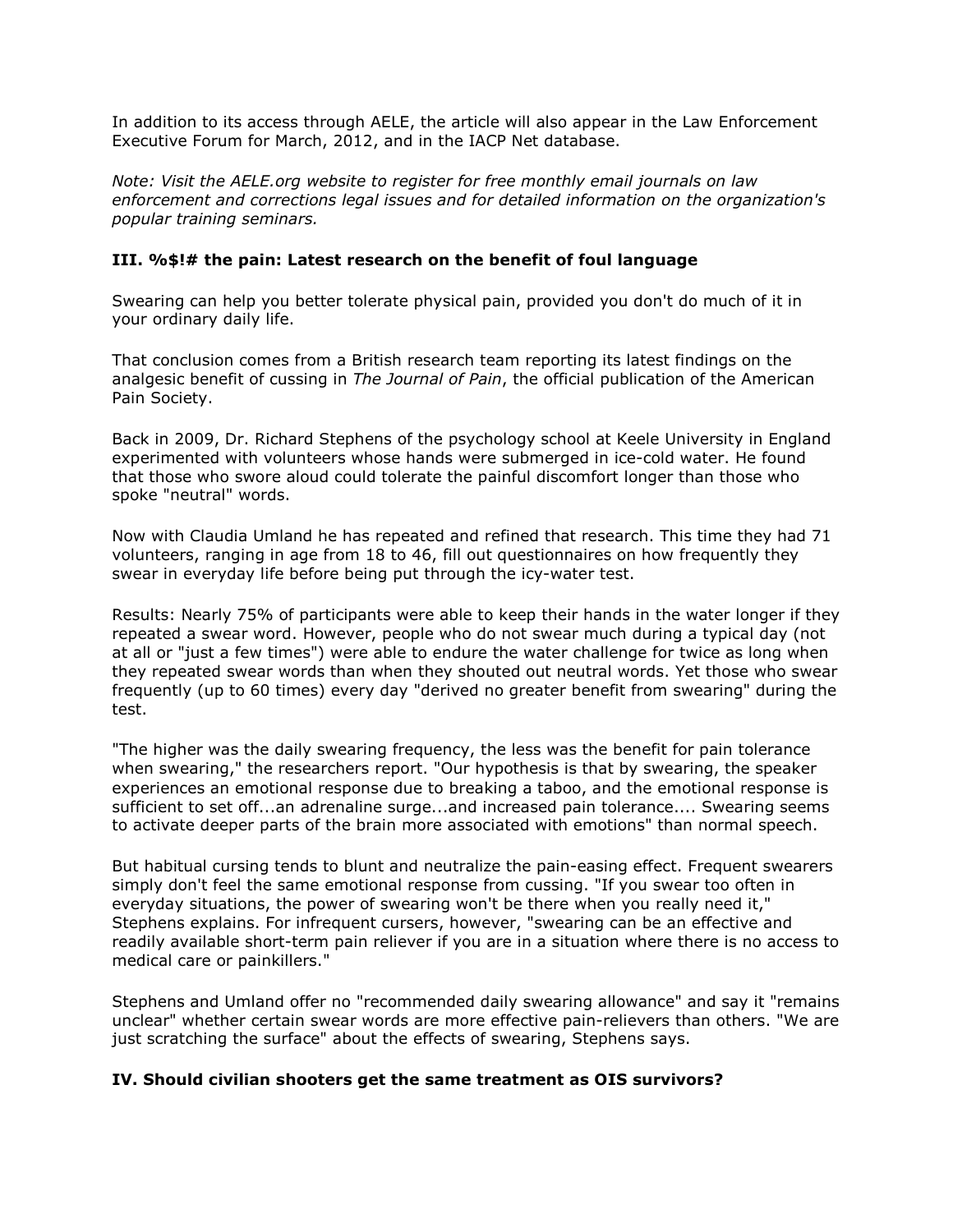In addition to its access through AELE, the article will also appear in the Law Enforcement Executive Forum for March, 2012, and in the IACP Net database.

*Note: Visit the AELE.org website to register for free monthly email journals on law enforcement and corrections legal issues and for detailed information on the organization's popular training seminars.*

### III. %$!# the pain: Latest research on the benefit of foul language

Swearing can help you better tolerate physical pain, provided you don't do much of it in your ordinary daily life.

That conclusion comes from a British research team reporting its latest findings on the analgesic benefit of cussing in *The Journal of Pain*, the official publication of the American Pain Society.

Back in 2009, Dr. Richard Stephens of the psychology school at Keele University in England experimented with volunteers whose hands were submerged in ice-cold water. He found that those who swore aloud could tolerate the painful discomfort longer than those who spoke "neutral" words.

Now with Claudia Umland he has repeated and refined that research. This time they had 71 volunteers, ranging in age from 18 to 46, fill out questionnaires on how frequently they swear in everyday life before being put through the icy-water test.

Results: Nearly 75% of participants were able to keep their hands in the water longer if they repeated a swear word. However, people who do not swear much during a typical day (not at all or "just a few times") were able to endure the water challenge for twice as long when they repeated swear words than when they shouted out neutral words. Yet those who swear frequently (up to 60 times) every day "derived no greater benefit from swearing" during the test.

"The higher was the daily swearing frequency, the less was the benefit for pain tolerance when swearing," the researchers report. "Our hypothesis is that by swearing, the speaker experiences an emotional response due to breaking a taboo, and the emotional response is sufficient to set off...an adrenaline surge...and increased pain tolerance.... Swearing seems to activate deeper parts of the brain more associated with emotions" than normal speech.

But habitual cursing tends to blunt and neutralize the pain-easing effect. Frequent swearers simply don't feel the same emotional response from cussing. "If you swear too often in everyday situations, the power of swearing won't be there when you really need it," Stephens explains. For infrequent cursers, however, "swearing can be an effective and readily available short-term pain reliever if you are in a situation where there is no access to medical care or painkillers."

Stephens and Umland offer no "recommended daily swearing allowance" and say it "remains unclear" whether certain swear words are more effective pain-relievers than others. "We are just scratching the surface" about the effects of swearing, Stephens says.

### IV. Should civilian shooters get the same treatment as OIS survivors?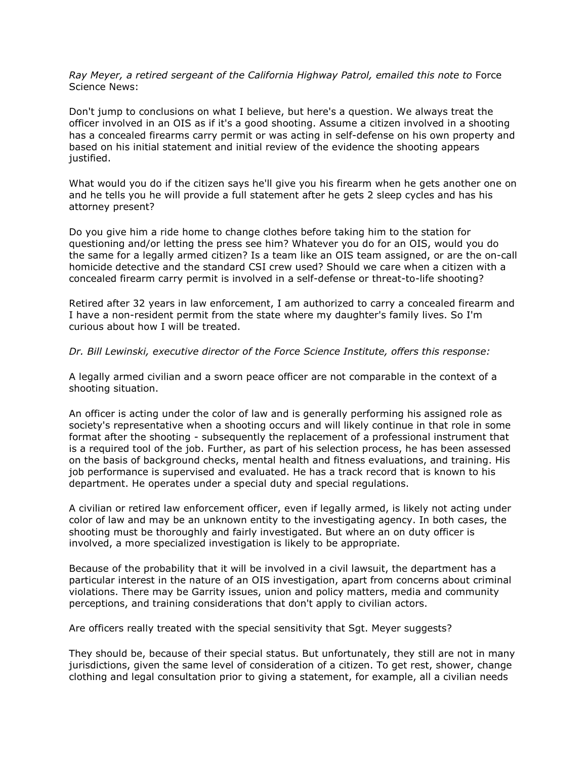*Ray Meyer, a retired sergeant of the California Highway Patrol, emailed this note to* Force Science News:

Don't jump to conclusions on what I believe, but here's a question. We always treat the officer involved in an OIS as if it's a good shooting. Assume a citizen involved in a shooting has a concealed firearms carry permit or was acting in self-defense on his own property and based on his initial statement and initial review of the evidence the shooting appears justified.

What would you do if the citizen says he'll give you his firearm when he gets another one on and he tells you he will provide a full statement after he gets 2 sleep cycles and has his attorney present?

Do you give him a ride home to change clothes before taking him to the station for questioning and/or letting the press see him? Whatever you do for an OIS, would you do the same for a legally armed citizen? Is a team like an OIS team assigned, or are the on-call homicide detective and the standard CSI crew used? Should we care when a citizen with a concealed firearm carry permit is involved in a self-defense or threat-to-life shooting?

Retired after 32 years in law enforcement, I am authorized to carry a concealed firearm and I have a non-resident permit from the state where my daughter's family lives. So I'm curious about how I will be treated.

*Dr. Bill Lewinski, executive director of the Force Science Institute, offers this response:*

A legally armed civilian and a sworn peace officer are not comparable in the context of a shooting situation.

An officer is acting under the color of law and is generally performing his assigned role as society's representative when a shooting occurs and will likely continue in that role in some format after the shooting - subsequently the replacement of a professional instrument that is a required tool of the job. Further, as part of his selection process, he has been assessed on the basis of background checks, mental health and fitness evaluations, and training. His job performance is supervised and evaluated. He has a track record that is known to his department. He operates under a special duty and special regulations.

A civilian or retired law enforcement officer, even if legally armed, is likely not acting under color of law and may be an unknown entity to the investigating agency. In both cases, the shooting must be thoroughly and fairly investigated. But where an on duty officer is involved, a more specialized investigation is likely to be appropriate.

Because of the probability that it will be involved in a civil lawsuit, the department has a particular interest in the nature of an OIS investigation, apart from concerns about criminal violations. There may be Garrity issues, union and policy matters, media and community perceptions, and training considerations that don't apply to civilian actors.

Are officers really treated with the special sensitivity that Sgt. Meyer suggests?

They should be, because of their special status. But unfortunately, they still are not in many jurisdictions, given the same level of consideration of a citizen. To get rest, shower, change clothing and legal consultation prior to giving a statement, for example, all a civilian needs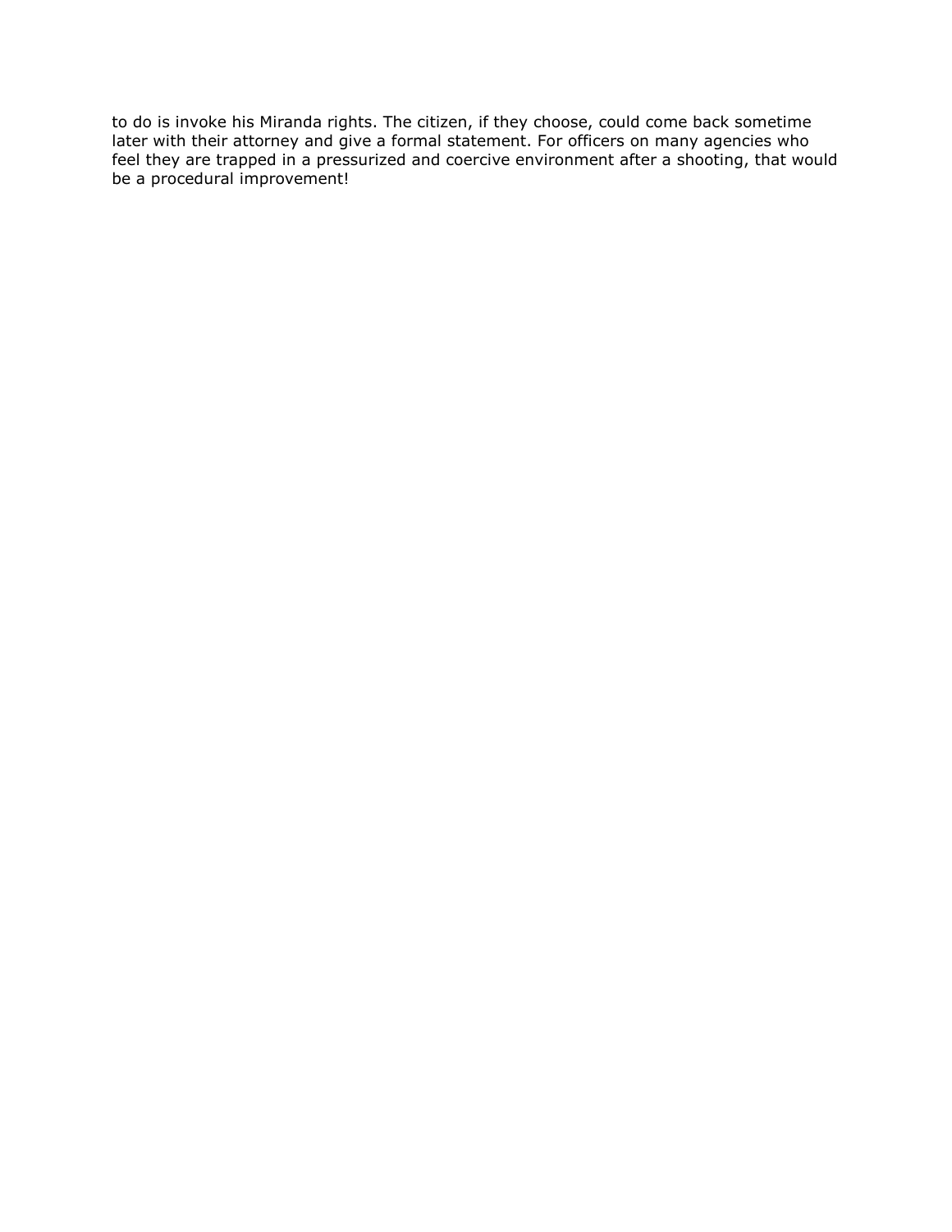to do is invoke his Miranda rights. The citizen, if they choose, could come back sometime later with their attorney and give a formal statement. For officers on many agencies who feel they are trapped in a pressurized and coercive environment after a shooting, that would be a procedural improvement!